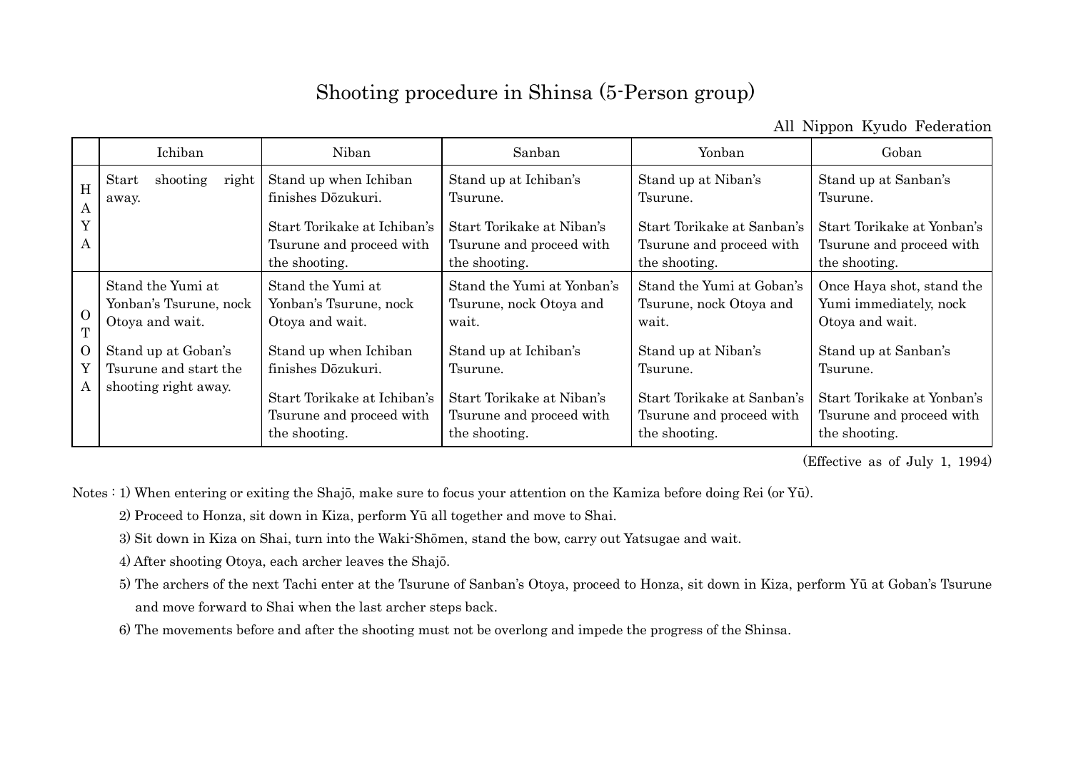# Shooting procedure in Shinsa (5-Person group)

All Nippon Kyudo Federation

| | Ichiban | Niban | Sanban | Yonban | Goban |
|---|---|---|---|---|---|
| HAYA | Start shooting right away. | Stand up when Ichiban finishes Dōzukuri.<br><br>Start Torikake at Ichiban's Tsurune and proceed with the shooting. | Stand up at Ichiban's Tsurune.<br><br>Start Torikake at Niban's Tsurune and proceed with the shooting. | Stand up at Niban's Tsurune.<br><br>Start Torikake at Sanban's Tsurune and proceed with the shooting. | Stand up at Sanban's Tsurune.<br><br>Start Torikake at Yonban's Tsurune and proceed with the shooting. |
| OTOYA | Stand the Yumi at Yonban's Tsurune, nock Otoya and wait.<br><br>Stand up at Goban's Tsurune and start the shooting right away. | Stand the Yumi at Yonban's Tsurune, nock Otoya and wait.<br><br>Stand up when Ichiban finishes Dōzukuri.<br><br>Start Torikake at Ichiban's Tsurune and proceed with the shooting. | Stand the Yumi at Yonban's Tsurune, nock Otoya and wait.<br><br>Stand up at Ichiban's Tsurune.<br><br>Start Torikake at Niban's Tsurune and proceed with the shooting. | Stand the Yumi at Goban's Tsurune, nock Otoya and wait.<br><br>Stand up at Niban's Tsurune.<br><br>Start Torikake at Sanban's Tsurune and proceed with the shooting. | Once Haya shot, stand the Yumi immediately, nock Otoya and wait.<br><br>Stand up at Sanban's Tsurune.<br><br>Start Torikake at Yonban's Tsurune and proceed with the shooting. |

(Effective as of July 1, 1994)

Notes :
1) When entering or exiting the Shajō, make sure to focus your attention on the Kamiza before doing Rei (or Yū).
2) Proceed to Honza, sit down in Kiza, perform Yū all together and move to Shai.
3) Sit down in Kiza on Shai, turn into the Waki-Shōmen, stand the bow, carry out Yatsugae and wait.
4) After shooting Otoya, each archer leaves the Shajō.
5) The archers of the next Tachi enter at the Tsurune of Sanban's Otoya, proceed to Honza, sit down in Kiza, perform Yū at Goban's Tsurune and move forward to Shai when the last archer steps back.
6) The movements before and after the shooting must not be overlong and impede the progress of the Shinsa.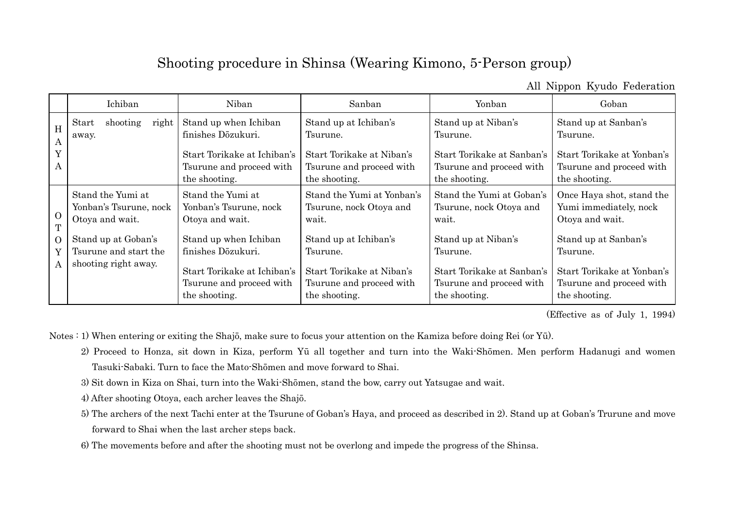# Shooting procedure in Shinsa (Wearing Kimono, 5-Person group)

All Nippon Kyudo Federation

| | Ichiban | Niban | Sanban | Yonban | Goban |
|---|---|---|---|---|---|
| HAYA | Start shooting right away. | Stand up when Ichiban finishes Dōzukuri.<br><br>Start Torikake at Ichiban's Tsurune and proceed with the shooting. | Stand up at Ichiban's Tsurune.<br><br>Start Torikake at Niban's Tsurune and proceed with the shooting. | Stand up at Niban's Tsurune.<br><br>Start Torikake at Sanban's Tsurune and proceed with the shooting. | Stand up at Sanban's Tsurune.<br><br>Start Torikake at Yonban's Tsurune and proceed with the shooting. |
| OTOYA | Stand the Yumi at Yonban's Tsurune, nock Otoya and wait.<br><br>Stand up at Goban's Tsurune and start the shooting right away. | Stand the Yumi at Yonban's Tsurune, nock Otoya and wait.<br><br>Stand up when Ichiban finishes Dōzukuri.<br><br>Start Torikake at Ichiban's Tsurune and proceed with the shooting. | Stand the Yumi at Yonban's Tsurune, nock Otoya and wait.<br><br>Stand up at Ichiban's Tsurune.<br><br>Start Torikake at Niban's Tsurune and proceed with the shooting. | Stand the Yumi at Goban's Tsurune, nock Otoya and wait.<br><br>Stand up at Niban's Tsurune.<br><br>Start Torikake at Sanban's Tsurune and proceed with the shooting. | Once Haya shot, stand the Yumi immediately, nock Otoya and wait.<br><br>Stand up at Sanban's Tsurune.<br><br>Start Torikake at Yonban's Tsurune and proceed with the shooting. |

(Effective as of July 1, 1994)

Notes : 1) When entering or exiting the Shajō, make sure to focus your attention on the Kamiza before doing Rei (or Yū).

2) Proceed to Honza, sit down in Kiza, perform Yū all together and turn into the Waki-Shōmen. Men perform Hadanugi and women Tasuki-Sabaki. Turn to face the Mato-Shōmen and move forward to Shai.

3) Sit down in Kiza on Shai, turn into the Waki-Shōmen, stand the bow, carry out Yatsugae and wait.

4) After shooting Otoya, each archer leaves the Shajō.

5) The archers of the next Tachi enter at the Tsurune of Goban's Haya, and proceed as described in 2). Stand up at Goban's Trurune and move forward to Shai when the last archer steps back.

6) The movements before and after the shooting must not be overlong and impede the progress of the Shinsa.